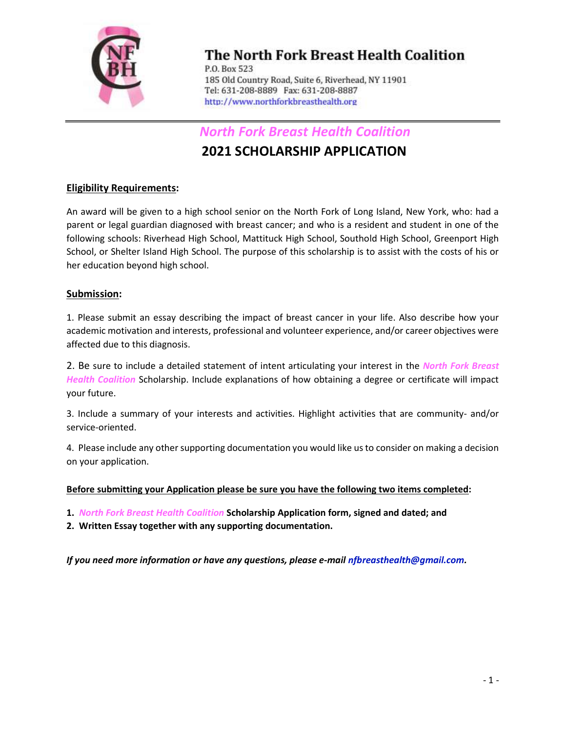# The North Fork Breast Health Coalition

P.O. Box 523
185 Old Country Road, Suite 6, Riverhead, NY 11901
Tel: 631-208-8889 Fax: 631-208-8887
http://www.northforkbreasthealth.org

## *North Fork Breast Health Coalition*
## 2021 SCHOLARSHIP APPLICATION

**Eligibility Requirements:**

An award will be given to a high school senior on the North Fork of Long Island, New York, who: had a parent or legal guardian diagnosed with breast cancer; and who is a resident and student in one of the following schools: Riverhead High School, Mattituck High School, Southold High School, Greenport High School, or Shelter Island High School. The purpose of this scholarship is to assist with the costs of his or her education beyond high school.

**Submission:**

1. Please submit an essay describing the impact of breast cancer in your life. Also describe how your academic motivation and interests, professional and volunteer experience, and/or career objectives were affected due to this diagnosis.

2. Be sure to include a detailed statement of intent articulating your interest in the ***North Fork Breast Health Coalition*** Scholarship. Include explanations of how obtaining a degree or certificate will impact your future.

3. Include a summary of your interests and activities. Highlight activities that are community- and/or service-oriented.

4. Please include any other supporting documentation you would like us to consider on making a decision on your application.

**Before submitting your Application please be sure you have the following two items completed:**

1. ***North Fork Breast Health Coalition*** **Scholarship Application form, signed and dated; and**
2. **Written Essay together with any supporting documentation.**

***If you need more information or have any questions, please e-mail nfbreasthealth@gmail.com.***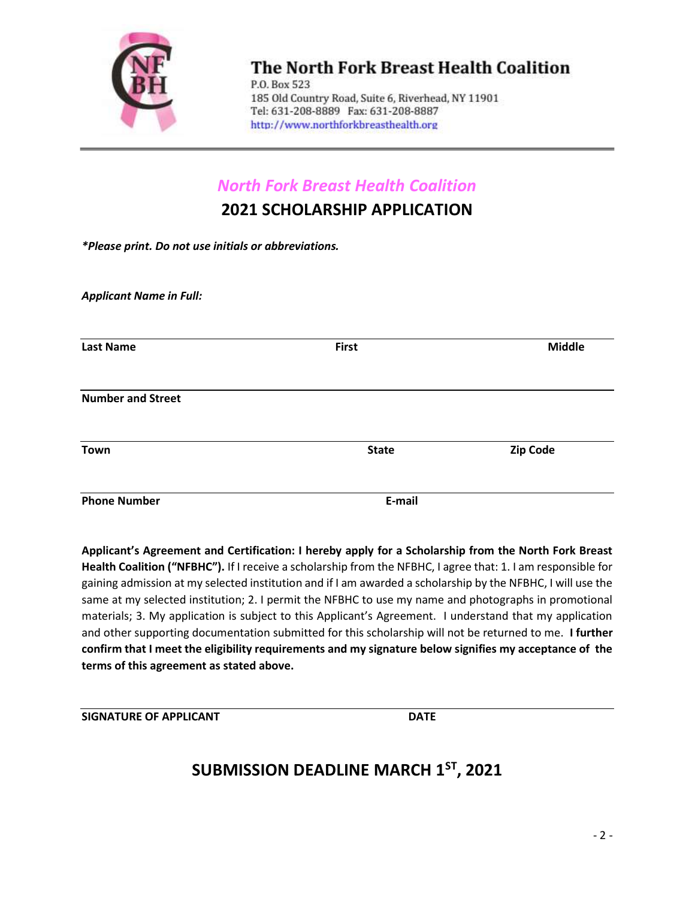**The North Fork Breast Health Coalition**

P.O. Box 523
185 Old Country Road, Suite 6, Riverhead, NY 11901
Tel: 631-208-8889 Fax: 631-208-8887
http://www.northforkbreasthealth.org

---

## *North Fork Breast Health Coalition*

## 2021 SCHOLARSHIP APPLICATION

***Please print. Do not use initials or abbreviations.***

***Applicant Name in Full:***

| **Last Name** | **First** | **Middle** |
|---|---|---|

**Number and Street**

| **Town** | **State** | **Zip Code** |
|---|---|---|

| **Phone Number** | **E-mail** |
|---|---|

**Applicant's Agreement and Certification: I hereby apply for a Scholarship from the North Fork Breast Health Coalition ("NFBHC").** If I receive a scholarship from the NFBHC, I agree that: 1. I am responsible for gaining admission at my selected institution and if I am awarded a scholarship by the NFBHC, I will use the same at my selected institution; 2. I permit the NFBHC to use my name and photographs in promotional materials; 3. My application is subject to this Applicant's Agreement. I understand that my application and other supporting documentation submitted for this scholarship will not be returned to me. **I further confirm that I meet the eligibility requirements and my signature below signifies my acceptance of the terms of this agreement as stated above.**

| **SIGNATURE OF APPLICANT** | **DATE** |
|---|---|

## SUBMISSION DEADLINE MARCH 1ST, 2021